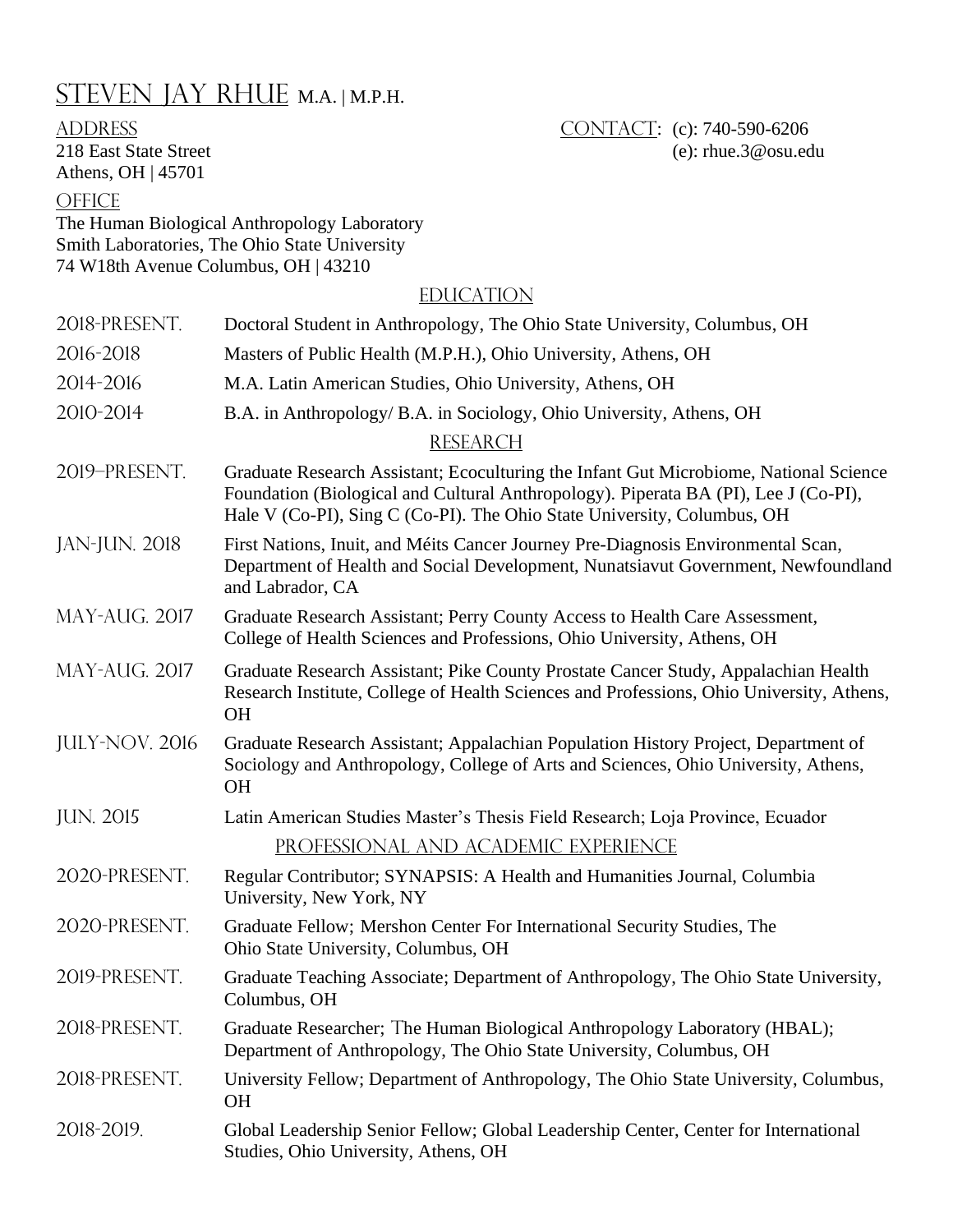# STEVEN JAY RHUE M.A. | M.P.H.

ADDRESS
218 East State Street
Athens, OH | 45701

CONTACT: (c): 740-590-6206
(e): rhue.3@osu.edu

OFFICE
The Human Biological Anthropology Laboratory
Smith Laboratories, The Ohio State University
74 W18th Avenue Columbus, OH | 43210

## EDUCATION

| | |
|---|---|
| 2018-PRESENT. | Doctoral Student in Anthropology, The Ohio State University, Columbus, OH |
| 2016-2018 | Masters of Public Health (M.P.H.), Ohio University, Athens, OH |
| 2014-2016 | M.A. Latin American Studies, Ohio University, Athens, OH |
| 2010-2014 | B.A. in Anthropology/ B.A. in Sociology, Ohio University, Athens, OH |

## RESEARCH

| | |
|---|---|
| 2019–PRESENT. | Graduate Research Assistant; Ecoculturing the Infant Gut Microbiome, National Science Foundation (Biological and Cultural Anthropology). Piperata BA (PI), Lee J (Co-PI), Hale V (Co-PI), Sing C (Co-PI). The Ohio State University, Columbus, OH |
| JAN-JUN. 2018 | First Nations, Inuit, and Méits Cancer Journey Pre-Diagnosis Environmental Scan, Department of Health and Social Development, Nunatsiavut Government, Newfoundland and Labrador, CA |
| MAY-AUG. 2017 | Graduate Research Assistant; Perry County Access to Health Care Assessment, College of Health Sciences and Professions, Ohio University, Athens, OH |
| MAY-AUG. 2017 | Graduate Research Assistant; Pike County Prostate Cancer Study, Appalachian Health Research Institute, College of Health Sciences and Professions, Ohio University, Athens, OH |
| JULY-NOV. 2016 | Graduate Research Assistant; Appalachian Population History Project, Department of Sociology and Anthropology, College of Arts and Sciences, Ohio University, Athens, OH |
| JUN. 2015 | Latin American Studies Master's Thesis Field Research; Loja Province, Ecuador |

## PROFESSIONAL AND ACADEMIC EXPERIENCE

| | |
|---|---|
| 2020-PRESENT. | Regular Contributor; SYNAPSIS: A Health and Humanities Journal, Columbia University, New York, NY |
| 2020-PRESENT. | Graduate Fellow; Mershon Center For International Security Studies, The Ohio State University, Columbus, OH |
| 2019-PRESENT. | Graduate Teaching Associate; Department of Anthropology, The Ohio State University, Columbus, OH |
| 2018-PRESENT. | Graduate Researcher; The Human Biological Anthropology Laboratory (HBAL); Department of Anthropology, The Ohio State University, Columbus, OH |
| 2018-PRESENT. | University Fellow; Department of Anthropology, The Ohio State University, Columbus, OH |
| 2018-2019. | Global Leadership Senior Fellow; Global Leadership Center, Center for International Studies, Ohio University, Athens, OH |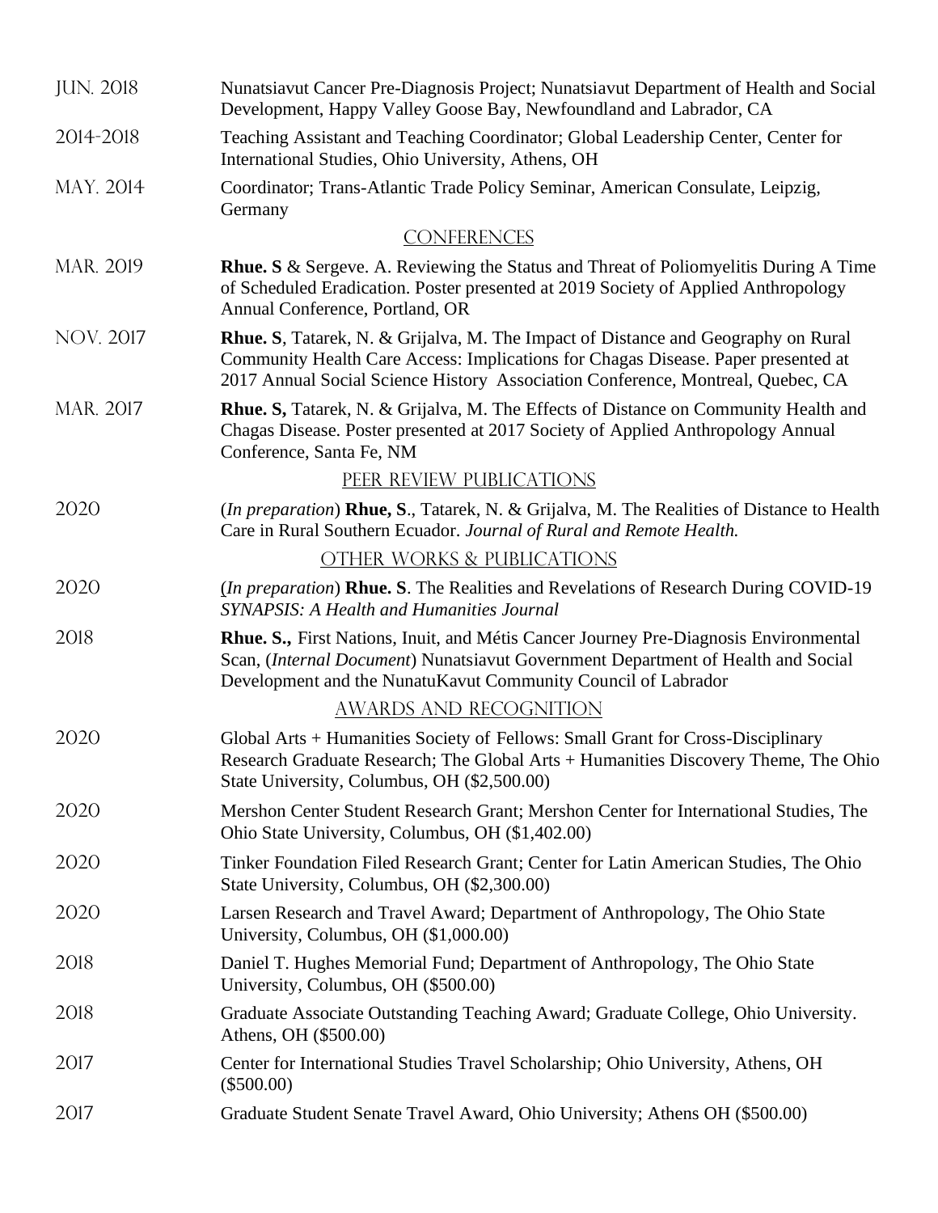| | |
|---|---|
| JUN. 2018 | Nunatsiavut Cancer Pre-Diagnosis Project; Nunatsiavut Department of Health and Social Development, Happy Valley Goose Bay, Newfoundland and Labrador, CA |
| 2014-2018 | Teaching Assistant and Teaching Coordinator; Global Leadership Center, Center for International Studies, Ohio University, Athens, OH |
| MAY. 2014 | Coordinator; Trans-Atlantic Trade Policy Seminar, American Consulate, Leipzig, Germany |

## CONFERENCES

| | |
|---|---|
| MAR. 2019 | **Rhue. S** & Sergeve. A. Reviewing the Status and Threat of Poliomyelitis During A Time of Scheduled Eradication. Poster presented at 2019 Society of Applied Anthropology Annual Conference, Portland, OR |
| NOV. 2017 | **Rhue. S**, Tatarek, N. & Grijalva, M. The Impact of Distance and Geography on Rural Community Health Care Access: Implications for Chagas Disease. Paper presented at 2017 Annual Social Science History Association Conference, Montreal, Quebec, CA |
| MAR. 2017 | **Rhue. S,** Tatarek, N. & Grijalva, M. The Effects of Distance on Community Health and Chagas Disease. Poster presented at 2017 Society of Applied Anthropology Annual Conference, Santa Fe, NM |

## PEER REVIEW PUBLICATIONS

| | |
|---|---|
| 2020 | (*In preparation*) **Rhue, S**., Tatarek, N. & Grijalva, M. The Realities of Distance to Health Care in Rural Southern Ecuador. *Journal of Rural and Remote Health.* |

## OTHER WORKS & PUBLICATIONS

| | |
|---|---|
| 2020 | (*In preparation*) **Rhue. S**. The Realities and Revelations of Research During COVID-19 *SYNAPSIS: A Health and Humanities Journal* |
| 2018 | **Rhue. S.,** First Nations, Inuit, and Métis Cancer Journey Pre-Diagnosis Environmental Scan, (*Internal Document*) Nunatsiavut Government Department of Health and Social Development and the NunatuKavut Community Council of Labrador |

## AWARDS AND RECOGNITION

| | |
|---|---|
| 2020 | Global Arts + Humanities Society of Fellows: Small Grant for Cross-Disciplinary Research Graduate Research; The Global Arts + Humanities Discovery Theme, The Ohio State University, Columbus, OH ($2,500.00) |
| 2020 | Mershon Center Student Research Grant; Mershon Center for International Studies, The Ohio State University, Columbus, OH ($1,402.00) |
| 2020 | Tinker Foundation Filed Research Grant; Center for Latin American Studies, The Ohio State University, Columbus, OH ($2,300.00) |
| 2020 | Larsen Research and Travel Award; Department of Anthropology, The Ohio State University, Columbus, OH ($1,000.00) |
| 2018 | Daniel T. Hughes Memorial Fund; Department of Anthropology, The Ohio State University, Columbus, OH ($500.00) |
| 2018 | Graduate Associate Outstanding Teaching Award; Graduate College, Ohio University. Athens, OH ($500.00) |
| 2017 | Center for International Studies Travel Scholarship; Ohio University, Athens, OH ($500.00) |
| 2017 | Graduate Student Senate Travel Award, Ohio University; Athens OH ($500.00) |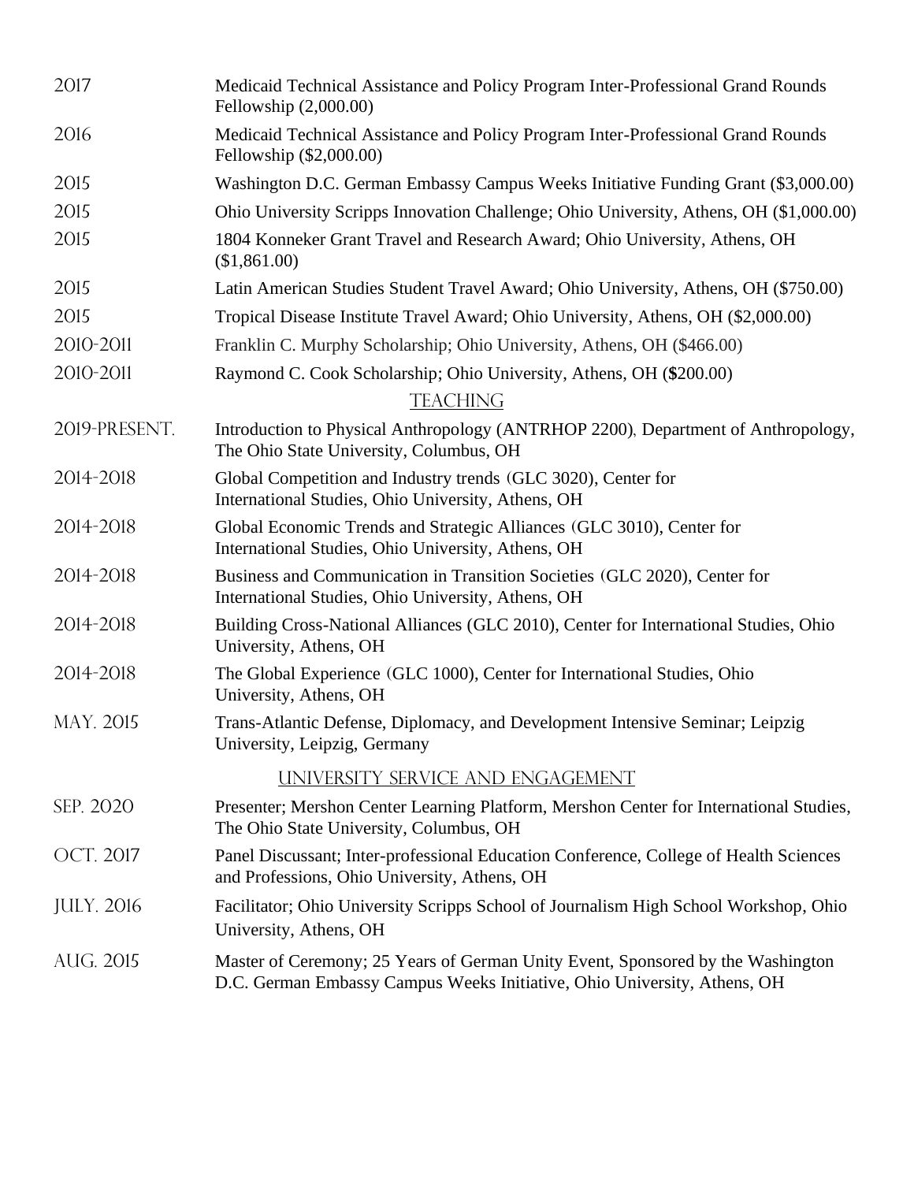| | |
|---|---|
| 2017 | Medicaid Technical Assistance and Policy Program Inter-Professional Grand Rounds Fellowship (2,000.00) |
| 2016 | Medicaid Technical Assistance and Policy Program Inter-Professional Grand Rounds Fellowship ($2,000.00) |
| 2015 | Washington D.C. German Embassy Campus Weeks Initiative Funding Grant ($3,000.00) |
| 2015 | Ohio University Scripps Innovation Challenge; Ohio University, Athens, OH ($1,000.00) |
| 2015 | 1804 Konneker Grant Travel and Research Award; Ohio University, Athens, OH ($1,861.00) |
| 2015 | Latin American Studies Student Travel Award; Ohio University, Athens, OH ($750.00) |
| 2015 | Tropical Disease Institute Travel Award; Ohio University, Athens, OH ($2,000.00) |
| 2010-2011 | Franklin C. Murphy Scholarship; Ohio University, Athens, OH ($466.00) |
| 2010-2011 | Raymond C. Cook Scholarship; Ohio University, Athens, OH (**$**200.00) |

## TEACHING

| | |
|---|---|
| 2019-PRESENT. | Introduction to Physical Anthropology (ANTRHOP 2200), Department of Anthropology, The Ohio State University, Columbus, OH |
| 2014-2018 | Global Competition and Industry trends (GLC 3020), Center for International Studies, Ohio University, Athens, OH |
| 2014-2018 | Global Economic Trends and Strategic Alliances (GLC 3010), Center for International Studies, Ohio University, Athens, OH |
| 2014-2018 | Business and Communication in Transition Societies (GLC 2020), Center for International Studies, Ohio University, Athens, OH |
| 2014-2018 | Building Cross-National Alliances (GLC 2010), Center for International Studies, Ohio University, Athens, OH |
| 2014-2018 | The Global Experience (GLC 1000), Center for International Studies, Ohio University, Athens, OH |
| MAY. 2015 | Trans-Atlantic Defense, Diplomacy, and Development Intensive Seminar; Leipzig University, Leipzig, Germany |

## UNIVERSITY SERVICE AND ENGAGEMENT

| | |
|---|---|
| SEP. 2020 | Presenter; Mershon Center Learning Platform, Mershon Center for International Studies, The Ohio State University, Columbus, OH |
| OCT. 2017 | Panel Discussant; Inter-professional Education Conference, College of Health Sciences and Professions, Ohio University, Athens, OH |
| JULY. 2016 | Facilitator; Ohio University Scripps School of Journalism High School Workshop, Ohio University, Athens, OH |
| AUG. 2015 | Master of Ceremony; 25 Years of German Unity Event, Sponsored by the Washington D.C. German Embassy Campus Weeks Initiative, Ohio University, Athens, OH |